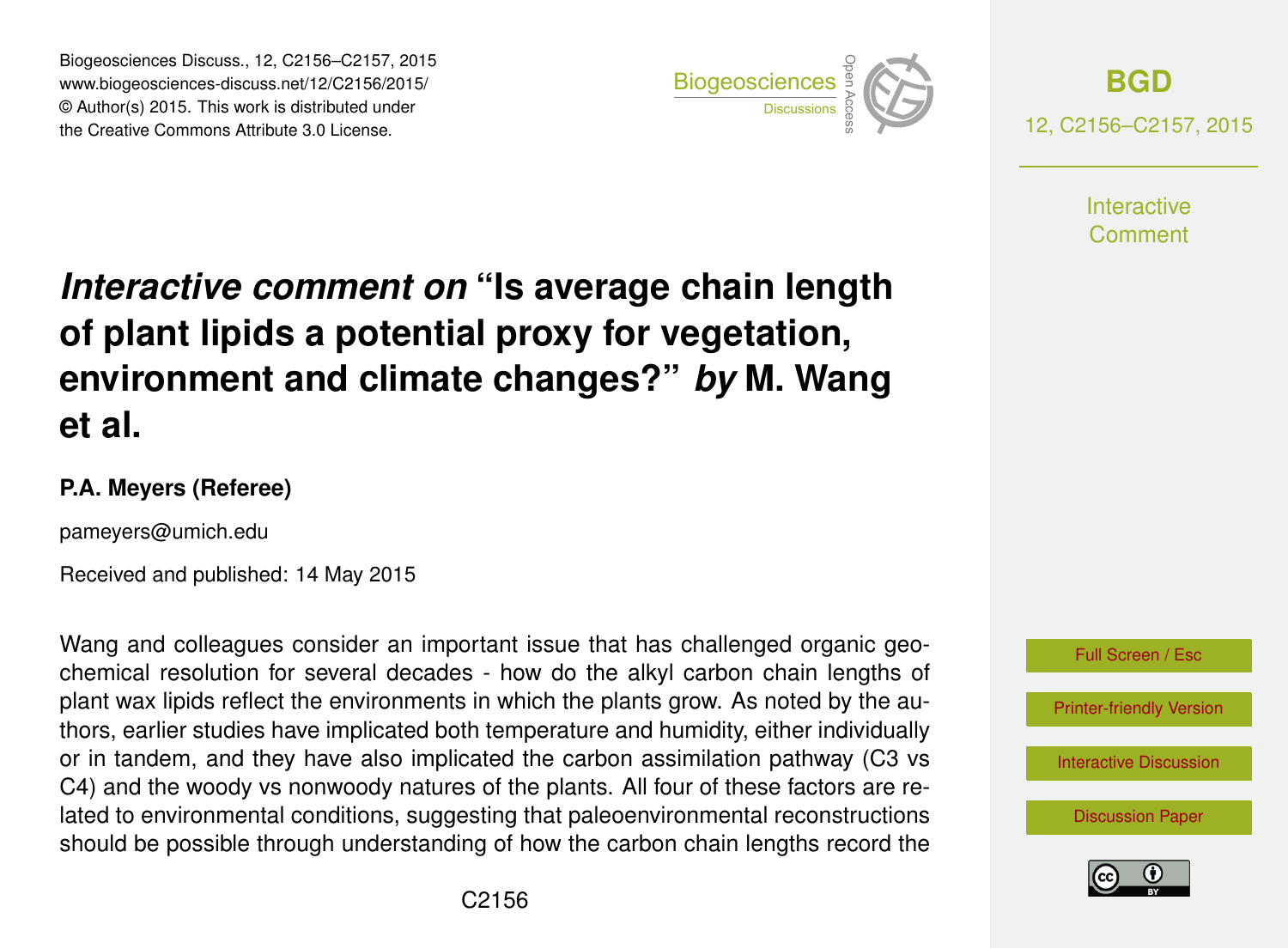# *Interactive comment on* "Is average chain length of plant lipids a potential proxy for vegetation, environment and climate changes?" *by* M. Wang et al.

**P.A. Meyers (Referee)**

pameyers@umich.edu

Received and published: 14 May 2015

Wang and colleagues consider an important issue that has challenged organic geochemical resolution for several decades - how do the alkyl carbon chain lengths of plant wax lipids reflect the environments in which the plants grow. As noted by the authors, earlier studies have implicated both temperature and humidity, either individually or in tandem, and they have also implicated the carbon assimilation pathway (C3 vs C4) and the woody vs nonwoody natures of the plants. All four of these factors are related to environmental conditions, suggesting that paleoenvironmental reconstructions should be possible through understanding of how the carbon chain lengths record the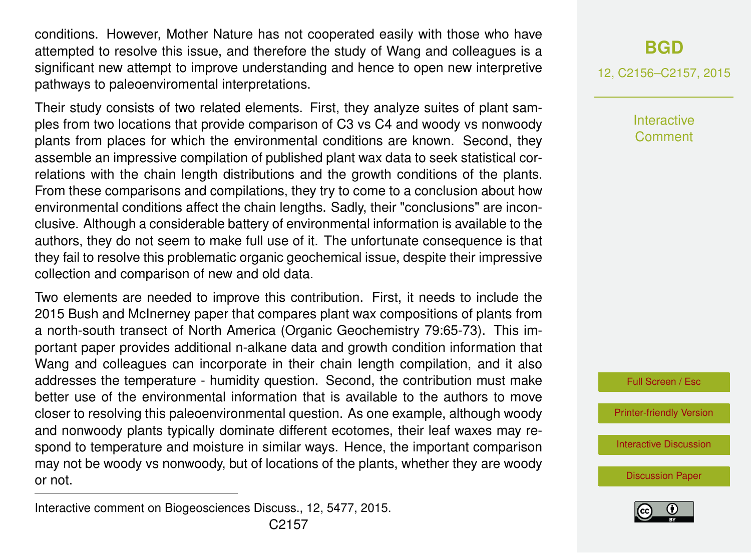conditions. However, Mother Nature has not cooperated easily with those who have attempted to resolve this issue, and therefore the study of Wang and colleagues is a significant new attempt to improve understanding and hence to open new interpretive pathways to paleoenviromental interpretations.

Their study consists of two related elements. First, they analyze suites of plant samples from two locations that provide comparison of C3 vs C4 and woody vs nonwoody plants from places for which the environmental conditions are known. Second, they assemble an impressive compilation of published plant wax data to seek statistical correlations with the chain length distributions and the growth conditions of the plants. From these comparisons and compilations, they try to come to a conclusion about how environmental conditions affect the chain lengths. Sadly, their "conclusions" are inconclusive. Although a considerable battery of environmental information is available to the authors, they do not seem to make full use of it. The unfortunate consequence is that they fail to resolve this problematic organic geochemical issue, despite their impressive collection and comparison of new and old data.

Two elements are needed to improve this contribution. First, it needs to include the 2015 Bush and McInerney paper that compares plant wax compositions of plants from a north-south transect of North America (Organic Geochemistry 79:65-73). This important paper provides additional n-alkane data and growth condition information that Wang and colleagues can incorporate in their chain length compilation, and it also addresses the temperature - humidity question. Second, the contribution must make better use of the environmental information that is available to the authors to move closer to resolving this paleoenvironmental question. As one example, although woody and nonwoody plants typically dominate different ecotomes, their leaf waxes may respond to temperature and moisture in similar ways. Hence, the important comparison may not be woody vs nonwoody, but of locations of the plants, whether they are woody or not.

---

Interactive comment on Biogeosciences Discuss., 12, 5477, 2015.